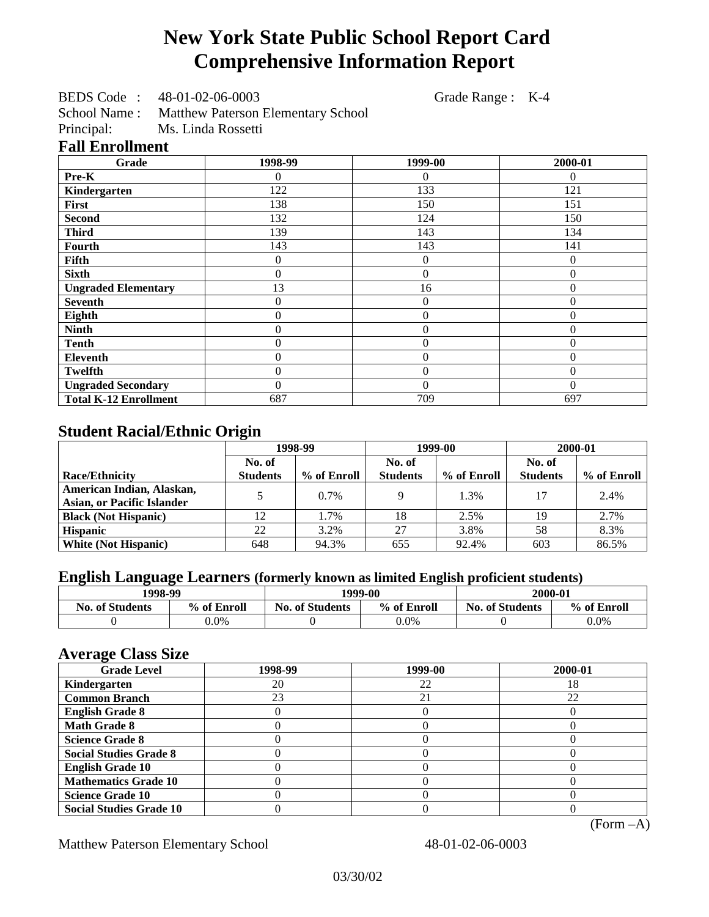# New York State Public School Report Card
# Comprehensive Information Report

BEDS Code : 48-01-02-06-0003 Grade Range : K-4
School Name : Matthew Paterson Elementary School
Principal: Ms. Linda Rossetti

## Fall Enrollment

| Grade | 1998-99 | 1999-00 | 2000-01 |
|---|---|---|---|
| Pre-K | 0 | 0 | 0 |
| Kindergarten | 122 | 133 | 121 |
| First | 138 | 150 | 151 |
| Second | 132 | 124 | 150 |
| Third | 139 | 143 | 134 |
| Fourth | 143 | 143 | 141 |
| Fifth | 0 | 0 | 0 |
| Sixth | 0 | 0 | 0 |
| Ungraded Elementary | 13 | 16 | 0 |
| Seventh | 0 | 0 | 0 |
| Eighth | 0 | 0 | 0 |
| Ninth | 0 | 0 | 0 |
| Tenth | 0 | 0 | 0 |
| Eleventh | 0 | 0 | 0 |
| Twelfth | 0 | 0 | 0 |
| Ungraded Secondary | 0 | 0 | 0 |
| Total K-12 Enrollment | 687 | 709 | 697 |

## Student Racial/Ethnic Origin

| | 1998-99 | | 1999-00 | | 2000-01 | |
|---|---|---|---|---|---|---|
| Race/Ethnicity | No. of Students | % of Enroll | No. of Students | % of Enroll | No. of Students | % of Enroll |
| American Indian, Alaskan, Asian, or Pacific Islander | 5 | 0.7% | 9 | 1.3% | 17 | 2.4% |
| Black (Not Hispanic) | 12 | 1.7% | 18 | 2.5% | 19 | 2.7% |
| Hispanic | 22 | 3.2% | 27 | 3.8% | 58 | 8.3% |
| White (Not Hispanic) | 648 | 94.3% | 655 | 92.4% | 603 | 86.5% |

## English Language Learners (formerly known as limited English proficient students)

| 1998-99 | | 1999-00 | | 2000-01 | |
|---|---|---|---|---|---|
| No. of Students | % of Enroll | No. of Students | % of Enroll | No. of Students | % of Enroll |
| 0 | 0.0% | 0 | 0.0% | 0 | 0.0% |

## Average Class Size

| Grade Level | 1998-99 | 1999-00 | 2000-01 |
|---|---|---|---|
| Kindergarten | 20 | 22 | 18 |
| Common Branch | 23 | 21 | 22 |
| English Grade 8 | 0 | 0 | 0 |
| Math Grade 8 | 0 | 0 | 0 |
| Science Grade 8 | 0 | 0 | 0 |
| Social Studies Grade 8 | 0 | 0 | 0 |
| English Grade 10 | 0 | 0 | 0 |
| Mathematics Grade 10 | 0 | 0 | 0 |
| Science Grade 10 | 0 | 0 | 0 |
| Social Studies Grade 10 | 0 | 0 | 0 |

(Form –A)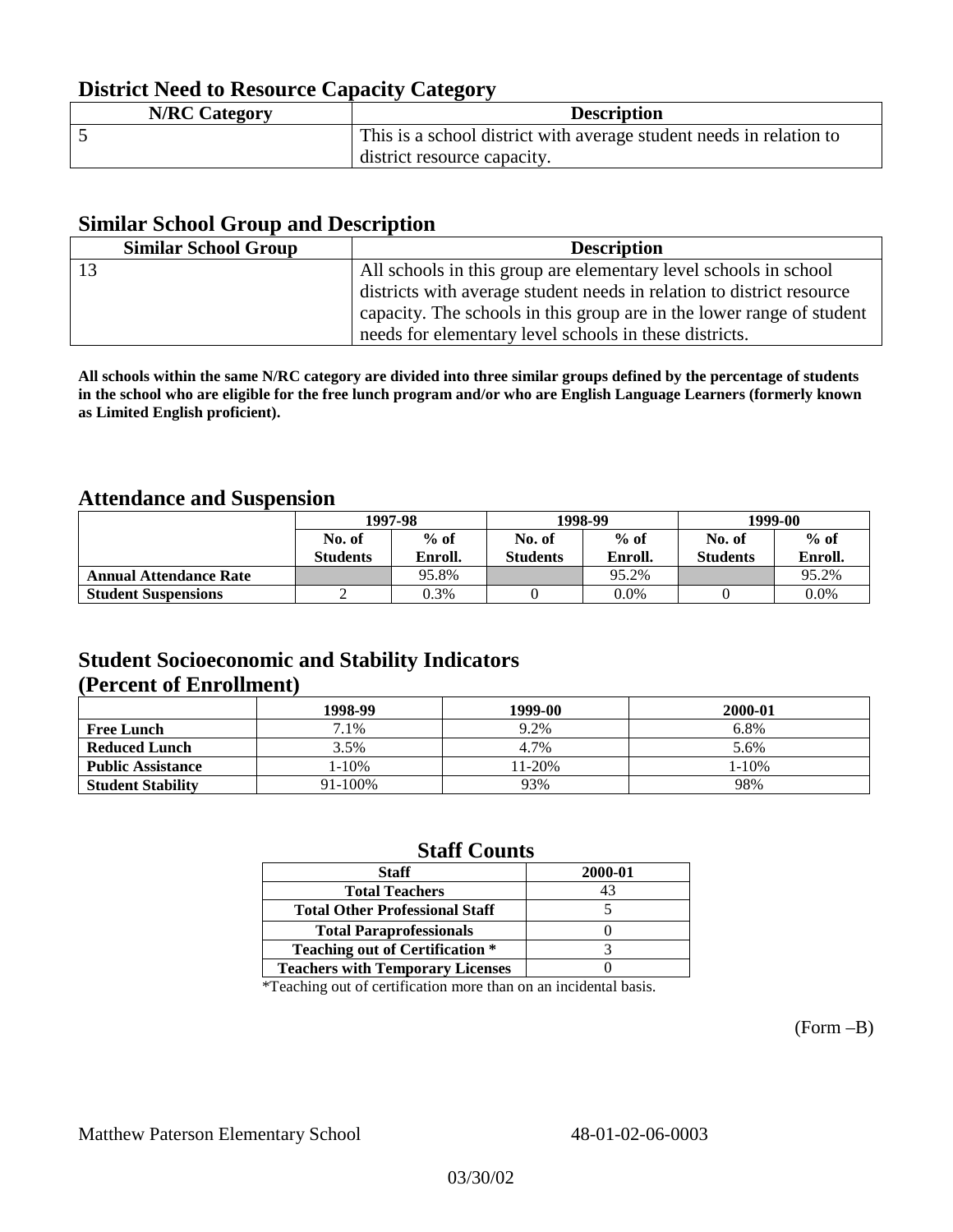## District Need to Resource Capacity Category

| N/RC Category | Description |
|---|---|
| 5 | This is a school district with average student needs in relation to district resource capacity. |

## Similar School Group and Description

| Similar School Group | Description |
|---|---|
| 13 | All schools in this group are elementary level schools in school districts with average student needs in relation to district resource capacity. The schools in this group are in the lower range of student needs for elementary level schools in these districts. |

**All schools within the same N/RC category are divided into three similar groups defined by the percentage of students in the school who are eligible for the free lunch program and/or who are English Language Learners (formerly known as Limited English proficient).**

## Attendance and Suspension

| | 1997-98 | | 1998-99 | | 1999-00 | |
|---|---|---|---|---|---|---|
| | No. of Students | % of Enroll. | No. of Students | % of Enroll. | No. of Students | % of Enroll. |
| **Annual Attendance Rate** | | 95.8% | | 95.2% | | 95.2% |
| **Student Suspensions** | 2 | 0.3% | 0 | 0.0% | 0 | 0.0% |

## Student Socioeconomic and Stability Indicators (Percent of Enrollment)

| | 1998-99 | 1999-00 | 2000-01 |
|---|---|---|---|
| **Free Lunch** | 7.1% | 9.2% | 6.8% |
| **Reduced Lunch** | 3.5% | 4.7% | 5.6% |
| **Public Assistance** | 1-10% | 11-20% | 1-10% |
| **Student Stability** | 91-100% | 93% | 98% |

## Staff Counts

| Staff | 2000-01 |
|---|---|
| Total Teachers | 43 |
| Total Other Professional Staff | 5 |
| Total Paraprofessionals | 0 |
| Teaching out of Certification * | 3 |
| Teachers with Temporary Licenses | 0 |

*Teaching out of certification more than on an incidental basis.

(Form –B)

Matthew Paterson Elementary School 48-01-02-06-0003

03/30/02